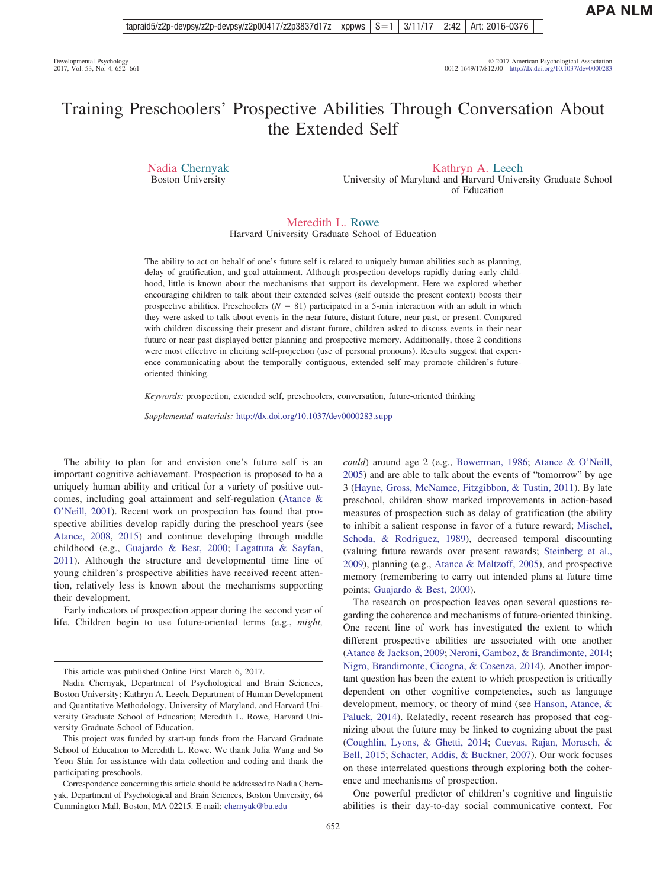# Training Preschoolers' Prospective Abilities Through Conversation About the Extended Self

Nadia Chernyak
Boston University

Kathryn A. Leech
University of Maryland and Harvard University Graduate School of Education

Meredith L. Rowe
Harvard University Graduate School of Education

The ability to act on behalf of one's future self is related to uniquely human abilities such as planning, delay of gratification, and goal attainment. Although prospection develops rapidly during early childhood, little is known about the mechanisms that support its development. Here we explored whether encouraging children to talk about their extended selves (self outside the present context) boosts their prospective abilities. Preschoolers ($N = 81$) participated in a 5-min interaction with an adult in which they were asked to talk about events in the near future, distant future, near past, or present. Compared with children discussing their present and distant future, children asked to discuss events in their near future or near past displayed better planning and prospective memory. Additionally, those 2 conditions were most effective in eliciting self-projection (use of personal pronouns). Results suggest that experience communicating about the temporally contiguous, extended self may promote children's future-oriented thinking.

*Keywords:* prospection, extended self, preschoolers, conversation, future-oriented thinking

*Supplemental materials:* http://dx.doi.org/10.1037/dev0000283.supp

The ability to plan for and envision one's future self is an important cognitive achievement. Prospection is proposed to be a uniquely human ability and critical for a variety of positive outcomes, including goal attainment and self-regulation (Atance & O'Neill, 2001). Recent work on prospection has found that prospective abilities develop rapidly during the preschool years (see Atance, 2008, 2015) and continue developing through middle childhood (e.g., Guajardo & Best, 2000; Lagattuta & Sayfan, 2011). Although the structure and developmental time line of young children's prospective abilities have received recent attention, relatively less is known about the mechanisms supporting their development.

Early indicators of prospection appear during the second year of life. Children begin to use future-oriented terms (e.g., *might, could*) around age 2 (e.g., Bowerman, 1986; Atance & O'Neill, 2005) and are able to talk about the events of "tomorrow" by age 3 (Hayne, Gross, McNamee, Fitzgibbon, & Tustin, 2011). By late preschool, children show marked improvements in action-based measures of prospection such as delay of gratification (the ability to inhibit a salient response in favor of a future reward; Mischel, Schoda, & Rodriguez, 1989), decreased temporal discounting (valuing future rewards over present rewards; Steinberg et al., 2009), planning (e.g., Atance & Meltzoff, 2005), and prospective memory (remembering to carry out intended plans at future time points; Guajardo & Best, 2000).

The research on prospection leaves open several questions regarding the coherence and mechanisms of future-oriented thinking. One recent line of work has investigated the extent to which different prospective abilities are associated with one another (Atance & Jackson, 2009; Neroni, Gamboz, & Brandimonte, 2014; Nigro, Brandimonte, Cicogna, & Cosenza, 2014). Another important question has been the extent to which prospection is critically dependent on other cognitive competencies, such as language development, memory, or theory of mind (see Hanson, Atance, & Paluck, 2014). Relatedly, recent research has proposed that cognizing about the future may be linked to cognizing about the past (Coughlin, Lyons, & Ghetti, 2014; Cuevas, Rajan, Morasch, & Bell, 2015; Schacter, Addis, & Buckner, 2007). Our work focuses on these interrelated questions through exploring both the coherence and mechanisms of prospection.

One powerful predictor of children's cognitive and linguistic abilities is their day-to-day social communicative context. For

---

This article was published Online First March 6, 2017.

Nadia Chernyak, Department of Psychological and Brain Sciences, Boston University; Kathryn A. Leech, Department of Human Development and Quantitative Methodology, University of Maryland, and Harvard University Graduate School of Education; Meredith L. Rowe, Harvard University Graduate School of Education.

This project was funded by start-up funds from the Harvard Graduate School of Education to Meredith L. Rowe. We thank Julia Wang and So Yeon Shin for assistance with data collection and coding and thank the participating preschools.

Correspondence concerning this article should be addressed to Nadia Chernyak, Department of Psychological and Brain Sciences, Boston University, 64 Cummington Mall, Boston, MA 02215. E-mail: chernyak@bu.edu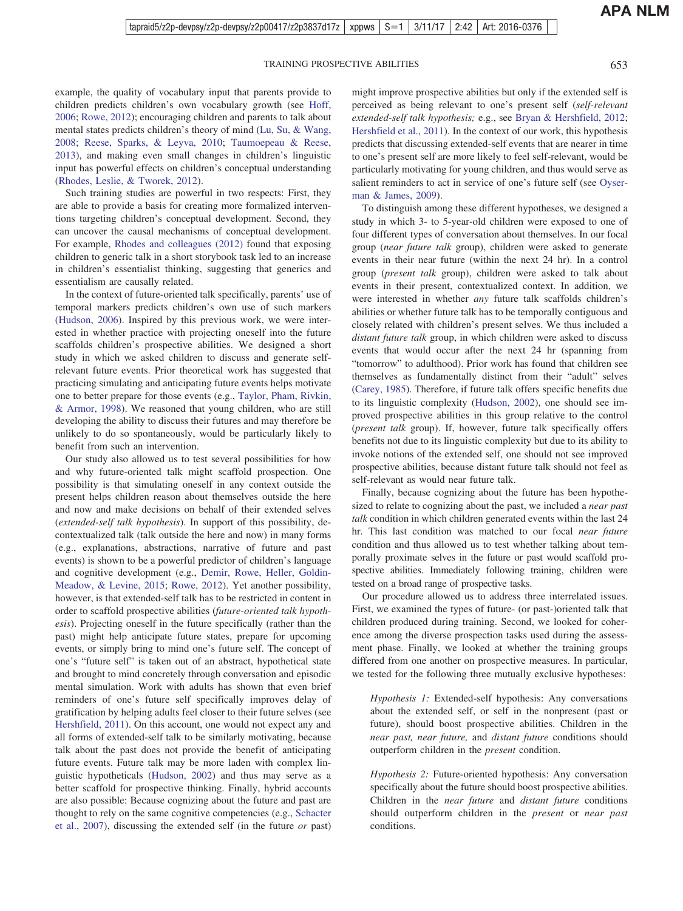example, the quality of vocabulary input that parents provide to children predicts children's own vocabulary growth (see Hoff, 2006; Rowe, 2012); encouraging children and parents to talk about mental states predicts children's theory of mind (Lu, Su, & Wang, 2008; Reese, Sparks, & Leyva, 2010; Taumoepeau & Reese, 2013), and making even small changes in children's linguistic input has powerful effects on children's conceptual understanding (Rhodes, Leslie, & Tworek, 2012).

Such training studies are powerful in two respects: First, they are able to provide a basis for creating more formalized interventions targeting children's conceptual development. Second, they can uncover the causal mechanisms of conceptual development. For example, Rhodes and colleagues (2012) found that exposing children to generic talk in a short storybook task led to an increase in children's essentialist thinking, suggesting that generics and essentialism are causally related.

In the context of future-oriented talk specifically, parents' use of temporal markers predicts children's own use of such markers (Hudson, 2006). Inspired by this previous work, we were interested in whether practice with projecting oneself into the future scaffolds children's prospective abilities. We designed a short study in which we asked children to discuss and generate self-relevant future events. Prior theoretical work has suggested that practicing simulating and anticipating future events helps motivate one to better prepare for those events (e.g., Taylor, Pham, Rivkin, & Armor, 1998). We reasoned that young children, who are still developing the ability to discuss their futures and may therefore be unlikely to do so spontaneously, would be particularly likely to benefit from such an intervention.

Our study also allowed us to test several possibilities for how and why future-oriented talk might scaffold prospection. One possibility is that simulating oneself in any context outside the present helps children reason about themselves outside the here and now and make decisions on behalf of their extended selves (*extended-self talk hypothesis*). In support of this possibility, decontextualized talk (talk outside the here and now) in many forms (e.g., explanations, abstractions, narrative of future and past events) is shown to be a powerful predictor of children's language and cognitive development (e.g., Demir, Rowe, Heller, Goldin-Meadow, & Levine, 2015; Rowe, 2012). Yet another possibility, however, is that extended-self talk has to be restricted in content in order to scaffold prospective abilities (*future-oriented talk hypothesis*). Projecting oneself in the future specifically (rather than the past) might help anticipate future states, prepare for upcoming events, or simply bring to mind one's future self. The concept of one's "future self" is taken out of an abstract, hypothetical state and brought to mind concretely through conversation and episodic mental simulation. Work with adults has shown that even brief reminders of one's future self specifically improves delay of gratification by helping adults feel closer to their future selves (see Hershfield, 2011). On this account, one would not expect any and all forms of extended-self talk to be similarly motivating, because talk about the past does not provide the benefit of anticipating future events. Future talk may be more laden with complex linguistic hypotheticals (Hudson, 2002) and thus may serve as a better scaffold for prospective thinking. Finally, hybrid accounts are also possible: Because cognizing about the future and past are thought to rely on the same cognitive competencies (e.g., Schacter et al., 2007), discussing the extended self (in the future *or* past) might improve prospective abilities but only if the extended self is perceived as being relevant to one's present self (*self-relevant extended-self talk hypothesis;* e.g., see Bryan & Hershfield, 2012; Hershfield et al., 2011). In the context of our work, this hypothesis predicts that discussing extended-self events that are nearer in time to one's present self are more likely to feel self-relevant, would be particularly motivating for young children, and thus would serve as salient reminders to act in service of one's future self (see Oyserman & James, 2009).

To distinguish among these different hypotheses, we designed a study in which 3- to 5-year-old children were exposed to one of four different types of conversation about themselves. In our focal group (*near future talk* group), children were asked to generate events in their near future (within the next 24 hr). In a control group (*present talk* group), children were asked to talk about events in their present, contextualized context. In addition, we were interested in whether *any* future talk scaffolds children's abilities or whether future talk has to be temporally contiguous and closely related with children's present selves. We thus included a *distant future talk* group, in which children were asked to discuss events that would occur after the next 24 hr (spanning from "tomorrow" to adulthood). Prior work has found that children see themselves as fundamentally distinct from their "adult" selves (Carey, 1985). Therefore, if future talk offers specific benefits due to its linguistic complexity (Hudson, 2002), one should see improved prospective abilities in this group relative to the control (*present talk* group). If, however, future talk specifically offers benefits not due to its linguistic complexity but due to its ability to invoke notions of the extended self, one should not see improved prospective abilities, because distant future talk should not feel as self-relevant as would near future talk.

Finally, because cognizing about the future has been hypothesized to relate to cognizing about the past, we included a *near past talk* condition in which children generated events within the last 24 hr. This last condition was matched to our focal *near future* condition and thus allowed us to test whether talking about temporally proximate selves in the future or past would scaffold prospective abilities. Immediately following training, children were tested on a broad range of prospective tasks.

Our procedure allowed us to address three interrelated issues. First, we examined the types of future- (or past-)oriented talk that children produced during training. Second, we looked for coherence among the diverse prospection tasks used during the assessment phase. Finally, we looked at whether the training groups differed from one another on prospective measures. In particular, we tested for the following three mutually exclusive hypotheses:

> *Hypothesis 1:* Extended-self hypothesis: Any conversations about the extended self, or self in the nonpresent (past or future), should boost prospective abilities. Children in the *near past, near future,* and *distant future* conditions should outperform children in the *present* condition.

> *Hypothesis 2:* Future-oriented hypothesis: Any conversation specifically about the future should boost prospective abilities. Children in the *near future* and *distant future* conditions should outperform children in the *present* or *near past* conditions.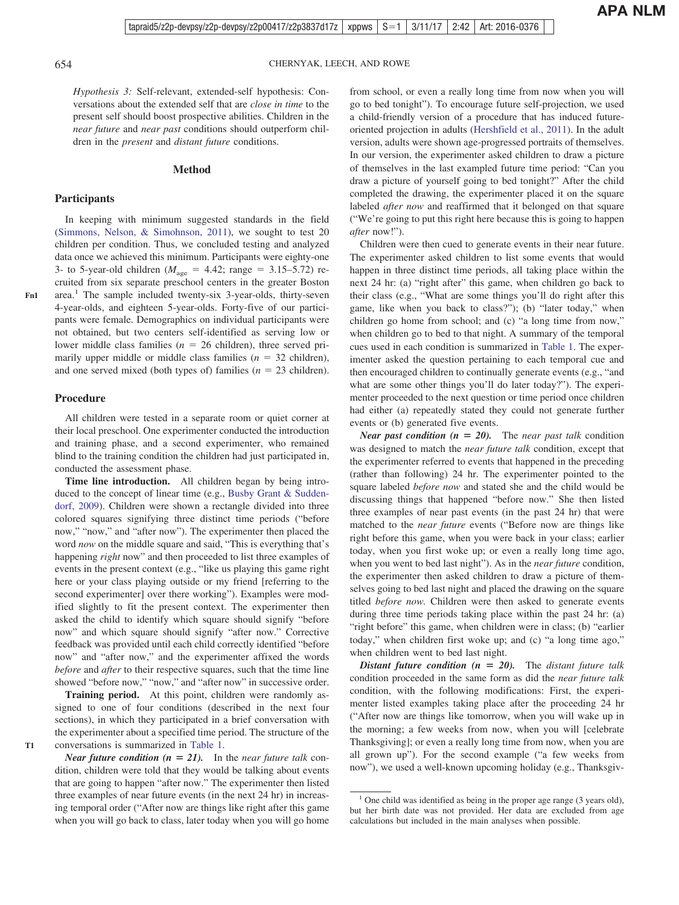*Hypothesis 3:* Self-relevant, extended-self hypothesis: Conversations about the extended self that are *close in time* to the present self should boost prospective abilities. Children in the *near future* and *near past* conditions should outperform children in the *present* and *distant future* conditions.

## Method

### Participants

In keeping with minimum suggested standards in the field (Simmons, Nelson, & Simohnson, 2011), we sought to test 20 children per condition. Thus, we concluded testing and analyzed data once we achieved this minimum. Participants were eighty-one 3- to 5-year-old children ($M_{age}$ = 4.42; range = 3.15–5.72) recruited from six separate preschool centers in the greater Boston area.[1] The sample included twenty-six 3-year-olds, thirty-seven 4-year-olds, and eighteen 5-year-olds. Forty-five of our participants were female. Demographics on individual participants were not obtained, but two centers self-identified as serving low or lower middle class families ($n$ = 26 children), three served primarily upper middle or middle class families ($n$ = 32 children), and one served mixed (both types of) families ($n$ = 23 children).

### Procedure

All children were tested in a separate room or quiet corner at their local preschool. One experimenter conducted the introduction and training phase, and a second experimenter, who remained blind to the training condition the children had just participated in, conducted the assessment phase.

**Time line introduction.** All children began by being introduced to the concept of linear time (e.g., Busby Grant & Suddendorf, 2009). Children were shown a rectangle divided into three colored squares signifying three distinct time periods ("before now," "now," and "after now"). The experimenter then placed the word *now* on the middle square and said, "This is everything that's happening *right* now" and then proceeded to list three examples of events in the present context (e.g., "like us playing this game right here or your class playing outside or my friend [referring to the second experimenter] over there working"). Examples were modified slightly to fit the present context. The experimenter then asked the child to identify which square should signify "before now" and which square should signify "after now." Corrective feedback was provided until each child correctly identified "before now" and "after now," and the experimenter affixed the words *before* and *after* to their respective squares, such that the time line showed "before now," "now," and "after now" in successive order.

**Training period.** At this point, children were randomly assigned to one of four conditions (described in the next four sections), in which they participated in a brief conversation with the experimenter about a specified time period. The structure of the conversations is summarized in Table 1.

***Near future condition ($n$ = 21).*** In the *near future talk* condition, children were told that they would be talking about events that are going to happen "after now." The experimenter then listed three examples of near future events (in the next 24 hr) in increasing temporal order ("After now are things like right after this game when you will go back to class, later today when you will go home from school, or even a really long time from now when you will go to bed tonight"). To encourage future self-projection, we used a child-friendly version of a procedure that has induced future-oriented projection in adults (Hershfield et al., 2011). In the adult version, adults were shown age-progressed portraits of themselves. In our version, the experimenter asked children to draw a picture of themselves in the last exampled future time period: "Can you draw a picture of yourself going to bed tonight?" After the child completed the drawing, the experimenter placed it on the square labeled *after now* and reaffirmed that it belonged on that square ("We're going to put this right here because this is going to happen *after* now!").

Children were then cued to generate events in their near future. The experimenter asked children to list some events that would happen in three distinct time periods, all taking place within the next 24 hr: (a) "right after" this game, when children go back to their class (e.g., "What are some things you'll do right after this game, like when you back to class?"); (b) "later today," when children go home from school; and (c) "a long time from now," when children go to bed to that night. A summary of the temporal cues used in each condition is summarized in Table 1. The experimenter asked the question pertaining to each temporal cue and then encouraged children to continually generate events (e.g., "and what are some other things you'll do later today?"). The experimenter proceeded to the next question or time period once children had either (a) repeatedly stated they could not generate further events or (b) generated five events.

***Near past condition ($n$ = 20).*** The *near past talk* condition was designed to match the *near future talk* condition, except that the experimenter referred to events that happened in the preceding (rather than following) 24 hr. The experimenter pointed to the square labeled *before now* and stated she and the child would be discussing things that happened "before now." She then listed three examples of near past events (in the past 24 hr) that were matched to the *near future* events ("Before now are things like right before this game, when you were back in your class; earlier today, when you first woke up; or even a really long time ago, when you went to bed last night"). As in the *near future* condition, the experimenter then asked children to draw a picture of themselves going to bed last night and placed the drawing on the square titled *before now.* Children were then asked to generate events during three time periods taking place within the past 24 hr: (a) "right before" this game, when children were in class; (b) "earlier today," when children first woke up; and (c) "a long time ago," when children went to bed last night.

***Distant future condition ($n$ = 20).*** The *distant future talk* condition proceeded in the same form as did the *near future talk* condition, with the following modifications: First, the experimenter listed examples taking place after the proceeding 24 hr ("After now are things like tomorrow, when you will wake up in the morning; a few weeks from now, when you will [celebrate Thanksgiving]; or even a really long time from now, when you are all grown up"). For the second example ("a few weeks from now"), we used a well-known upcoming holiday (e.g., Thanksgiv-

[1] One child was identified as being in the proper age range (3 years old), but her birth date was not provided. Her data are excluded from age calculations but included in the main analyses when possible.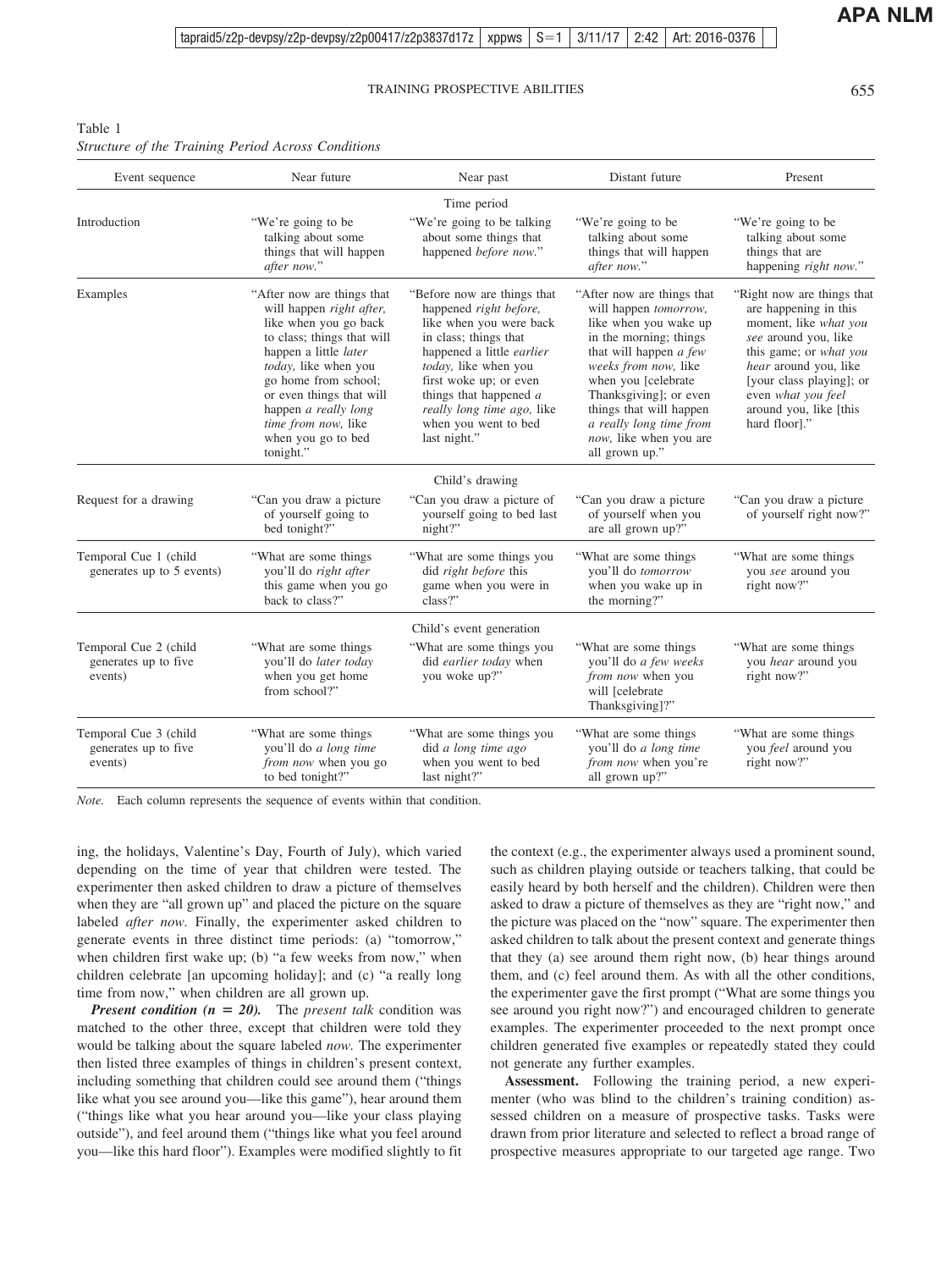Table 1
*Structure of the Training Period Across Conditions*

| Event sequence | Near future | Near past | Distant future | Present |
|---|---|---|---|---|
| | | Time period | | |
| Introduction | "We're going to be talking about some things that will happen *after now*." | "We're going to be talking about some things that happened *before now*." | "We're going to be talking about some things that will happen *after now*." | "We're going to be talking about some things that are happening *right now*." |
| Examples | "After now are things that will happen *right after,* like when you go back to class; things that will happen a little *later today,* like when you go home from school; or even things that will happen *a really long time from now,* like when you go to bed tonight." | "Before now are things that happened *right before,* like when you were back in class; things that happened a little *earlier today,* like when you first woke up; or even things that happened *a really long time ago,* like when you went to bed last night." | "After now are things that will happen *tomorrow,* like when you wake up in the morning; things that will happen *a few weeks from now,* like when you [celebrate Thanksgiving]; or even things that will happen *a really long time from now,* like when you are all grown up." | "Right now are things that are happening in this moment, like *what you see* around you, like this game; or *what you hear* around you, like [your class playing]; or even *what you feel* around you, like [this hard floor]." |
| | | Child's drawing | | |
| Request for a drawing | "Can you draw a picture of yourself going to bed tonight?" | "Can you draw a picture of yourself going to bed last night?" | "Can you draw a picture of yourself when you are all grown up?" | "Can you draw a picture of yourself right now?" |
| Temporal Cue 1 (child generates up to 5 events) | "What are some things you'll do *right after* this game when you go back to class?" | "What are some things you did *right before* this game when you were in class?" | "What are some things you'll do *tomorrow* when you wake up in the morning?" | "What are some things you *see* around you right now?" |
| | | Child's event generation | | |
| Temporal Cue 2 (child generates up to five events) | "What are some things you'll do *later today* when you get home from school?" | "What are some things you did *earlier today* when you woke up?" | "What are some things you'll do *a few weeks from now* when you will [celebrate Thanksgiving]?" | "What are some things you *hear* around you right now?" |
| Temporal Cue 3 (child generates up to five events) | "What are some things you'll do *a long time from now* when you go to bed tonight?" | "What are some things you did *a long time ago* when you went to bed last night?" | "What are some things you'll do *a long time from now* when you're all grown up?" | "What are some things you *feel* around you right now?" |

*Note.* Each column represents the sequence of events within that condition.

ing, the holidays, Valentine's Day, Fourth of July), which varied depending on the time of year that children were tested. The experimenter then asked children to draw a picture of themselves when they are "all grown up" and placed the picture on the square labeled *after now*. Finally, the experimenter asked children to generate events in three distinct time periods: (a) "tomorrow," when children first wake up; (b) "a few weeks from now," when children celebrate [an upcoming holiday]; and (c) "a really long time from now," when children are all grown up.

***Present condition (n = 20).*** The *present talk* condition was matched to the other three, except that children were told they would be talking about the square labeled *now*. The experimenter then listed three examples of things in children's present context, including something that children could see around them ("things like what you see around you—like this game"), hear around them ("things like what you hear around you—like your class playing outside"), and feel around them ("things like what you feel around you—like this hard floor"). Examples were modified slightly to fit the context (e.g., the experimenter always used a prominent sound, such as children playing outside or teachers talking, that could be easily heard by both herself and the children). Children were then asked to draw a picture of themselves as they are "right now," and the picture was placed on the "now" square. The experimenter then asked children to talk about the present context and generate things that they (a) see around them right now, (b) hear things around them, and (c) feel around them. As with all the other conditions, the experimenter gave the first prompt ("What are some things you see around you right now?") and encouraged children to generate examples. The experimenter proceeded to the next prompt once children generated five examples or repeatedly stated they could not generate any further examples.

**Assessment.** Following the training period, a new experimenter (who was blind to the children's training condition) assessed children on a measure of prospective tasks. Tasks were drawn from prior literature and selected to reflect a broad range of prospective measures appropriate to our targeted age range. Two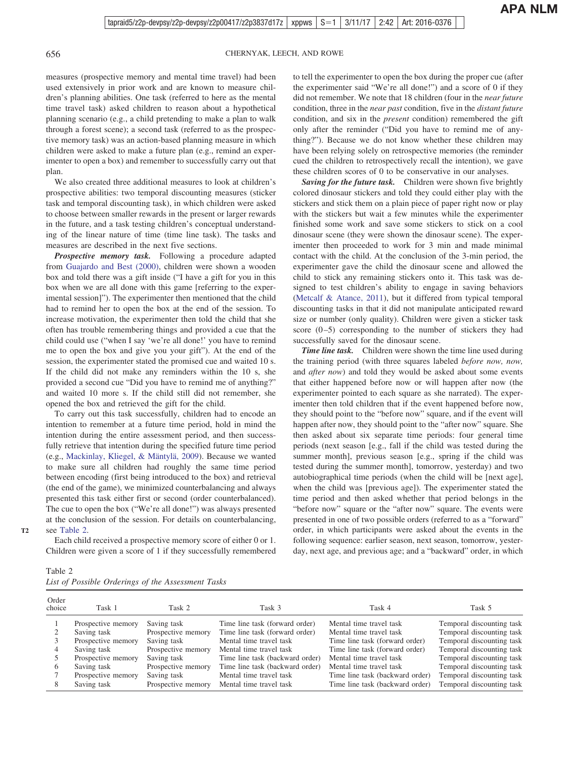measures (prospective memory and mental time travel) had been used extensively in prior work and are known to measure children's planning abilities. One task (referred to here as the mental time travel task) asked children to reason about a hypothetical planning scenario (e.g., a child pretending to make a plan to walk through a forest scene); a second task (referred to as the prospective memory task) was an action-based planning measure in which children were asked to make a future plan (e.g., remind an experimenter to open a box) and remember to successfully carry out that plan.

We also created three additional measures to look at children's prospective abilities: two temporal discounting measures (sticker task and temporal discounting task), in which children were asked to choose between smaller rewards in the present or larger rewards in the future, and a task testing children's conceptual understanding of the linear nature of time (time line task). The tasks and measures are described in the next five sections.

***Prospective memory task.*** Following a procedure adapted from Guajardo and Best (2000), children were shown a wooden box and told there was a gift inside ("I have a gift for you in this box when we are all done with this game [referring to the experimental session]"). The experimenter then mentioned that the child had to remind her to open the box at the end of the session. To increase motivation, the experimenter then told the child that she often has trouble remembering things and provided a cue that the child could use ("when I say 'we're all done!' you have to remind me to open the box and give you your gift"). At the end of the session, the experimenter stated the promised cue and waited 10 s. If the child did not make any reminders within the 10 s, she provided a second cue "Did you have to remind me of anything?" and waited 10 more s. If the child still did not remember, she opened the box and retrieved the gift for the child.

To carry out this task successfully, children had to encode an intention to remember at a future time period, hold in mind the intention during the entire assessment period, and then successfully retrieve that intention during the specified future time period (e.g., Mackinlay, Kliegel, & Mäntylä, 2009). Because we wanted to make sure all children had roughly the same time period between encoding (first being introduced to the box) and retrieval (the end of the game), we minimized counterbalancing and always presented this task either first or second (order counterbalanced). The cue to open the box ("We're all done!") was always presented at the conclusion of the session. For details on counterbalancing, see Table 2.

Each child received a prospective memory score of either 0 or 1. Children were given a score of 1 if they successfully remembered to tell the experimenter to open the box during the proper cue (after the experimenter said "We're all done!") and a score of 0 if they did not remember. We note that 18 children (four in the *near future* condition, three in the *near past* condition, five in the *distant future* condition, and six in the *present* condition) remembered the gift only after the reminder ("Did you have to remind me of anything?"). Because we do not know whether these children may have been relying solely on retrospective memories (the reminder cued the children to retrospectively recall the intention), we gave these children scores of 0 to be conservative in our analyses.

***Saving for the future task.*** Children were shown five brightly colored dinosaur stickers and told they could either play with the stickers and stick them on a plain piece of paper right now or play with the stickers but wait a few minutes while the experimenter finished some work and save some stickers to stick on a cool dinosaur scene (they were shown the dinosaur scene). The experimenter then proceeded to work for 3 min and made minimal contact with the child. At the conclusion of the 3-min period, the experimenter gave the child the dinosaur scene and allowed the child to stick any remaining stickers onto it. This task was designed to test children's ability to engage in saving behaviors (Metcalf & Atance, 2011), but it differed from typical temporal discounting tasks in that it did not manipulate anticipated reward size or number (only quality). Children were given a sticker task score (0–5) corresponding to the number of stickers they had successfully saved for the dinosaur scene.

***Time line task.*** Children were shown the time line used during the training period (with three squares labeled *before now, now,* and *after now*) and told they would be asked about some events that either happened before now or will happen after now (the experimenter pointed to each square as she narrated). The experimenter then told children that if the event happened before now, they should point to the "before now" square, and if the event will happen after now, they should point to the "after now" square. She then asked about six separate time periods: four general time periods (next season [e.g., fall if the child was tested during the summer month], previous season [e.g., spring if the child was tested during the summer month], tomorrow, yesterday) and two autobiographical time periods (when the child will be [next age], when the child was [previous age]). The experimenter stated the time period and then asked whether that period belongs in the "before now" square or the "after now" square. The events were presented in one of two possible orders (referred to as a "forward" order, in which participants were asked about the events in the following sequence: earlier season, next season, tomorrow, yesterday, next age, and previous age; and a "backward" order, in which

Table 2
*List of Possible Orderings of the Assessment Tasks*

| Order choice | Task 1 | Task 2 | Task 3 | Task 4 | Task 5 |
|---|---|---|---|---|---|
| 1 | Prospective memory | Saving task | Time line task (forward order) | Mental time travel task | Temporal discounting task |
| 2 | Saving task | Prospective memory | Time line task (forward order) | Mental time travel task | Temporal discounting task |
| 3 | Prospective memory | Saving task | Mental time travel task | Time line task (forward order) | Temporal discounting task |
| 4 | Saving task | Prospective memory | Mental time travel task | Time line task (forward order) | Temporal discounting task |
| 5 | Prospective memory | Saving task | Time line task (backward order) | Mental time travel task | Temporal discounting task |
| 6 | Saving task | Prospective memory | Time line task (backward order) | Mental time travel task | Temporal discounting task |
| 7 | Prospective memory | Saving task | Mental time travel task | Time line task (backward order) | Temporal discounting task |
| 8 | Saving task | Prospective memory | Mental time travel task | Time line task (backward order) | Temporal discounting task |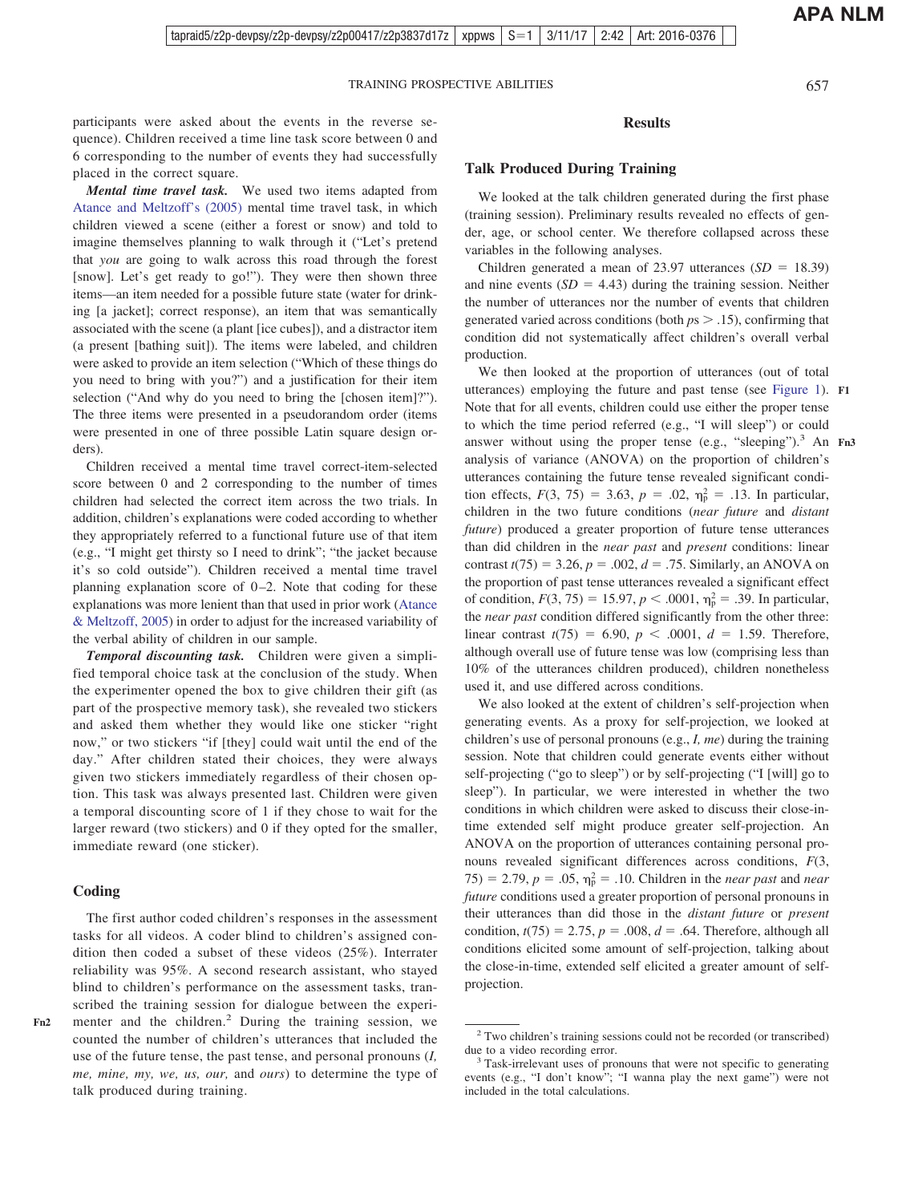participants were asked about the events in the reverse sequence). Children received a time line task score between 0 and 6 corresponding to the number of events they had successfully placed in the correct square.

***Mental time travel task.*** We used two items adapted from Atance and Meltzoff's (2005) mental time travel task, in which children viewed a scene (either a forest or snow) and told to imagine themselves planning to walk through it ("Let's pretend that *you* are going to walk across this road through the forest [snow]. Let's get ready to go!"). They were then shown three items—an item needed for a possible future state (water for drinking [a jacket]; correct response), an item that was semantically associated with the scene (a plant [ice cubes]), and a distractor item (a present [bathing suit]). The items were labeled, and children were asked to provide an item selection ("Which of these things do you need to bring with you?") and a justification for their item selection ("And why do you need to bring the [chosen item]?"). The three items were presented in a pseudorandom order (items were presented in one of three possible Latin square design orders).

Children received a mental time travel correct-item-selected score between 0 and 2 corresponding to the number of times children had selected the correct item across the two trials. In addition, children's explanations were coded according to whether they appropriately referred to a functional future use of that item (e.g., "I might get thirsty so I need to drink"; "the jacket because it's so cold outside"). Children received a mental time travel planning explanation score of 0–2. Note that coding for these explanations was more lenient than that used in prior work (Atance & Meltzoff, 2005) in order to adjust for the increased variability of the verbal ability of children in our sample.

***Temporal discounting task.*** Children were given a simplified temporal choice task at the conclusion of the study. When the experimenter opened the box to give children their gift (as part of the prospective memory task), she revealed two stickers and asked them whether they would like one sticker "right now," or two stickers "if [they] could wait until the end of the day." After children stated their choices, they were always given two stickers immediately regardless of their chosen option. This task was always presented last. Children were given a temporal discounting score of 1 if they chose to wait for the larger reward (two stickers) and 0 if they opted for the smaller, immediate reward (one sticker).

### Coding

The first author coded children's responses in the assessment tasks for all videos. A coder blind to children's assigned condition then coded a subset of these videos (25%). Interrater reliability was 95%. A second research assistant, who stayed blind to children's performance on the assessment tasks, transcribed the training session for dialogue between the experimenter and the children.[2] During the training session, we counted the number of children's utterances that included the use of the future tense, the past tense, and personal pronouns (*I, me, mine, my, we, us, our,* and *ours*) to determine the type of talk produced during training.

## Results

### Talk Produced During Training

We looked at the talk children generated during the first phase (training session). Preliminary results revealed no effects of gender, age, or school center. We therefore collapsed across these variables in the following analyses.

Children generated a mean of 23.97 utterances ($SD$ = 18.39) and nine events ($SD$ = 4.43) during the training session. Neither the number of utterances nor the number of events that children generated varied across conditions (both $ps > .15$), confirming that condition did not systematically affect children's overall verbal production.

We then looked at the proportion of utterances (out of total utterances) employing the future and past tense (see Figure 1). Note that for all events, children could use either the proper tense to which the time period referred (e.g., "I will sleep") or could answer without using the proper tense (e.g., "sleeping").[3] An analysis of variance (ANOVA) on the proportion of children's utterances containing the future tense revealed significant condition effects, $F(3, 75) = 3.63$, $p = .02$, $\eta_p^2 = .13$. In particular, children in the two future conditions (*near future* and *distant future*) produced a greater proportion of future tense utterances than did children in the *near past* and *present* conditions: linear contrast $t(75) = 3.26$, $p = .002$, $d = .75$. Similarly, an ANOVA on the proportion of past tense utterances revealed a significant effect of condition, $F(3, 75) = 15.97$, $p < .0001$, $\eta_p^2 = .39$. In particular, the *near past* condition differed significantly from the other three: linear contrast $t(75) = 6.90$, $p < .0001$, $d = 1.59$. Therefore, although overall use of future tense was low (comprising less than 10% of the utterances children produced), children nonetheless used it, and use differed across conditions.

We also looked at the extent of children's self-projection when generating events. As a proxy for self-projection, we looked at children's use of personal pronouns (e.g., *I, me*) during the training session. Note that children could generate events either without self-projecting ("go to sleep") or by self-projecting ("I [will] go to sleep"). In particular, we were interested in whether the two conditions in which children were asked to discuss their close-in-time extended self might produce greater self-projection. An ANOVA on the proportion of utterances containing personal pronouns revealed significant differences across conditions, $F(3, 75) = 2.79$, $p = .05$, $\eta_p^2 = .10$. Children in the *near past* and *near future* conditions used a greater proportion of personal pronouns in their utterances than did those in the *distant future* or *present* condition, $t(75) = 2.75$, $p = .008$, $d = .64$. Therefore, although all conditions elicited some amount of self-projection, talking about the close-in-time, extended self elicited a greater amount of self-projection.

---

[2] Two children's training sessions could not be recorded (or transcribed) due to a video recording error.

[3] Task-irrelevant uses of pronouns that were not specific to generating events (e.g., "I don't know"; "I wanna play the next game") were not included in the total calculations.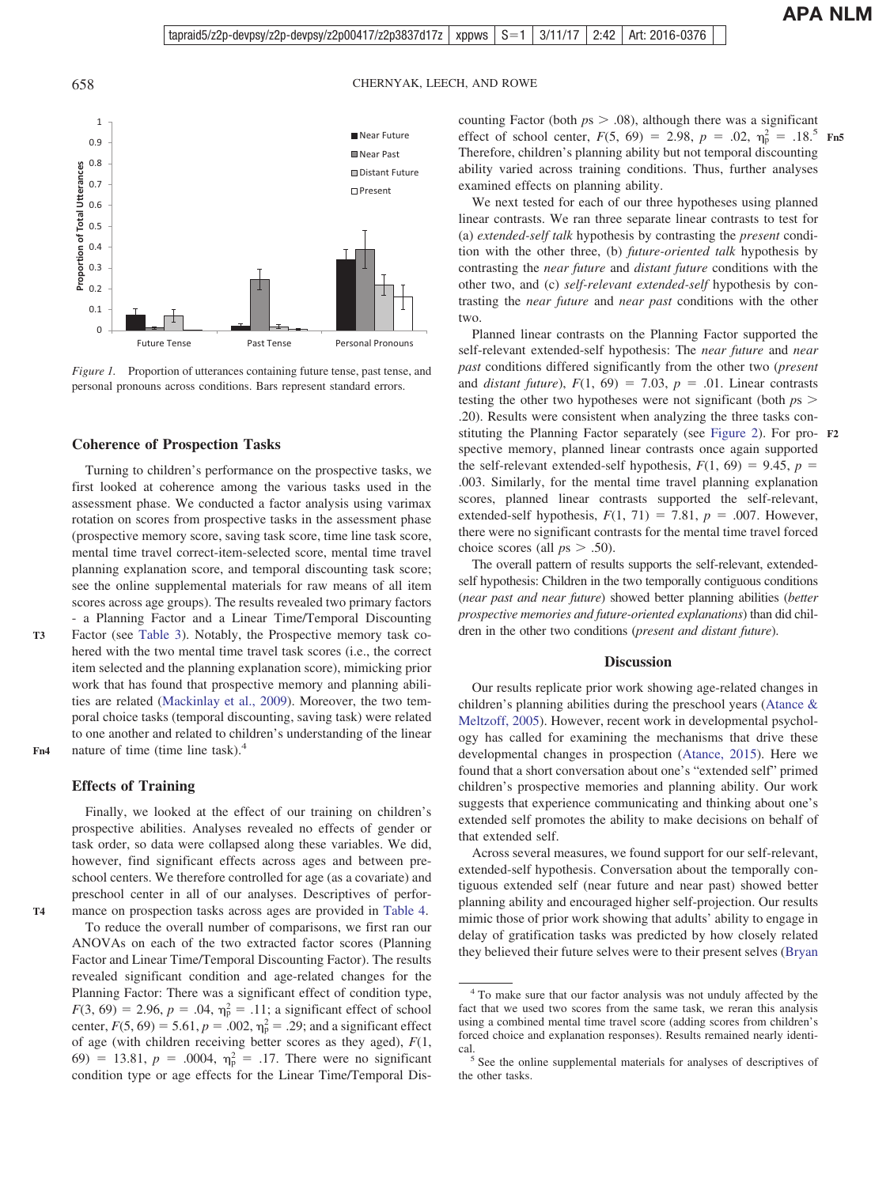*Figure 1.* Proportion of utterances containing future tense, past tense, and personal pronouns across conditions. Bars represent standard errors.

## Coherence of Prospection Tasks

Turning to children's performance on the prospective tasks, we first looked at coherence among the various tasks used in the assessment phase. We conducted a factor analysis using varimax rotation on scores from prospective tasks in the assessment phase (prospective memory score, saving task score, time line task score, mental time travel correct-item-selected score, mental time travel planning explanation score, and temporal discounting task score; see the online supplemental materials for raw means of all item scores across age groups). The results revealed two primary factors - a Planning Factor and a Linear Time/Temporal Discounting Factor (see Table 3). Notably, the Prospective memory task cohered with the two mental time travel task scores (i.e., the correct item selected and the planning explanation score), mimicking prior work that has found that prospective memory and planning abilities are related (Mackinlay et al., 2009). Moreover, the two temporal choice tasks (temporal discounting, saving task) were related to one another and related to children's understanding of the linear nature of time (time line task).[4]

## Effects of Training

Finally, we looked at the effect of our training on children's prospective abilities. Analyses revealed no effects of gender or task order, so data were collapsed along these variables. We did, however, find significant effects across ages and between preschool centers. We therefore controlled for age (as a covariate) and preschool center in all of our analyses. Descriptives of performance on prospection tasks across ages are provided in Table 4.

To reduce the overall number of comparisons, we first ran our ANOVAs on each of the two extracted factor scores (Planning Factor and Linear Time/Temporal Discounting Factor). The results revealed significant condition and age-related changes for the Planning Factor: There was a significant effect of condition type, $F(3, 69) = 2.96$, $p = .04$, $\eta_p^2 = .11$; a significant effect of school center, $F(5, 69) = 5.61$, $p = .002$, $\eta_p^2 = .29$; and a significant effect of age (with children receiving better scores as they aged), $F(1, 69) = 13.81$, $p = .0004$, $\eta_p^2 = .17$. There were no significant condition type or age effects for the Linear Time/Temporal Discounting Factor (both $ps > .08$), although there was a significant effect of school center, $F(5, 69) = 2.98$, $p = .02$, $\eta_p^2 = .18$.[5] Therefore, children's planning ability but not temporal discounting ability varied across training conditions. Thus, further analyses examined effects on planning ability.

We next tested for each of our three hypotheses using planned linear contrasts. We ran three separate linear contrasts to test for (a) *extended-self talk* hypothesis by contrasting the *present* condition with the other three, (b) *future-oriented talk* hypothesis by contrasting the *near future* and *distant future* conditions with the other two, and (c) *self-relevant extended-self* hypothesis by contrasting the *near future* and *near past* conditions with the other two.

Planned linear contrasts on the Planning Factor supported the self-relevant extended-self hypothesis: The *near future* and *near past* conditions differed significantly from the other two (*present* and *distant future*), $F(1, 69) = 7.03$, $p = .01$. Linear contrasts testing the other two hypotheses were not significant (both $ps > .20$). Results were consistent when analyzing the three tasks constituting the Planning Factor separately (see Figure 2). For prospective memory, planned linear contrasts once again supported the self-relevant extended-self hypothesis, $F(1, 69) = 9.45$, $p = .003$. Similarly, for the mental time travel planning explanation scores, planned linear contrasts supported the self-relevant, extended-self hypothesis, $F(1, 71) = 7.81$, $p = .007$. However, there were no significant contrasts for the mental time travel forced choice scores (all $ps > .50$).

The overall pattern of results supports the self-relevant, extended-self hypothesis: Children in the two temporally contiguous conditions (*near past and near future*) showed better planning abilities (*better prospective memories and future-oriented explanations*) than did children in the other two conditions (*present and distant future*).

## Discussion

Our results replicate prior work showing age-related changes in children's planning abilities during the preschool years (Atance & Meltzoff, 2005). However, recent work in developmental psychology has called for examining the mechanisms that drive these developmental changes in prospection (Atance, 2015). Here we found that a short conversation about one's "extended self" primed children's prospective memories and planning ability. Our work suggests that experience communicating and thinking about one's extended self promotes the ability to make decisions on behalf of that extended self.

Across several measures, we found support for our self-relevant, extended-self hypothesis. Conversation about the temporally contiguous extended self (near future and near past) showed better planning ability and encouraged higher self-projection. Our results mimic those of prior work showing that adults' ability to engage in delay of gratification tasks was predicted by how closely related they believed their future selves were to their present selves (Bryan

[4] To make sure that our factor analysis was not unduly affected by the fact that we used two scores from the same task, we reran this analysis using a combined mental time travel score (adding scores from children's forced choice and explanation responses). Results remained nearly identical.

[5] See the online supplemental materials for analyses of descriptives of the other tasks.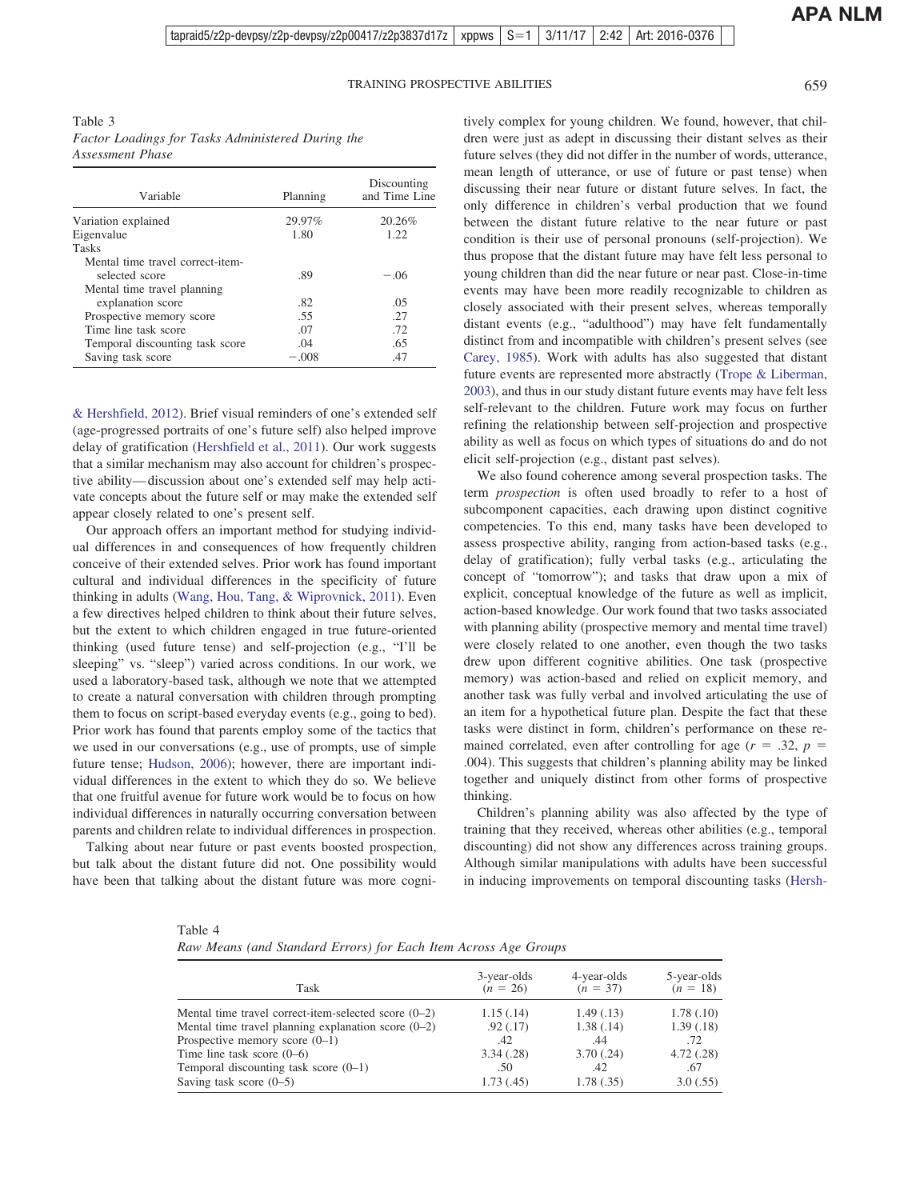Table 3
*Factor Loadings for Tasks Administered During the Assessment Phase*

| Variable | Planning | Discounting and Time Line |
|---|---|---|
| Variation explained | 29.97% | 20.26% |
| Eigenvalue | 1.80 | 1.22 |
| Tasks | | |
| Mental time travel correct-item-selected score | .89 | −.06 |
| Mental time travel planning explanation score | .82 | .05 |
| Prospective memory score | .55 | .27 |
| Time line task score | .07 | .72 |
| Temporal discounting task score | .04 | .65 |
| Saving task score | −.008 | .47 |

& Hershfield, 2012). Brief visual reminders of one's extended self (age-progressed portraits of one's future self) also helped improve delay of gratification (Hershfield et al., 2011). Our work suggests that a similar mechanism may also account for children's prospective ability—discussion about one's extended self may help activate concepts about the future self or may make the extended self appear closely related to one's present self.

Our approach offers an important method for studying individual differences in and consequences of how frequently children conceive of their extended selves. Prior work has found important cultural and individual differences in the specificity of future thinking in adults (Wang, Hou, Tang, & Wiprovnick, 2011). Even a few directives helped children to think about their future selves, but the extent to which children engaged in true future-oriented thinking (used future tense) and self-projection (e.g., "I'll be sleeping" vs. "sleep") varied across conditions. In our work, we used a laboratory-based task, although we note that we attempted to create a natural conversation with children through prompting them to focus on script-based everyday events (e.g., going to bed). Prior work has found that parents employ some of the tactics that we used in our conversations (e.g., use of prompts, use of simple future tense; Hudson, 2006); however, there are important individual differences in the extent to which they do so. We believe that one fruitful avenue for future work would be to focus on how individual differences in naturally occurring conversation between parents and children relate to individual differences in prospection.

Talking about near future or past events boosted prospection, but talk about the distant future did not. One possibility would have been that talking about the distant future was more cognitively complex for young children. We found, however, that children were just as adept in discussing their distant selves as their future selves (they did not differ in the number of words, utterance, mean length of utterance, or use of future or past tense) when discussing their near future or distant future selves. In fact, the only difference in children's verbal production that we found between the distant future relative to the near future or past condition is their use of personal pronouns (self-projection). We thus propose that the distant future may have felt less personal to young children than did the near future or near past. Close-in-time events may have been more readily recognizable to children as closely associated with their present selves, whereas temporally distant events (e.g., "adulthood") may have felt fundamentally distinct from and incompatible with children's present selves (see Carey, 1985). Work with adults has also suggested that distant future events are represented more abstractly (Trope & Liberman, 2003), and thus in our study distant future events may have felt less self-relevant to the children. Future work may focus on further refining the relationship between self-projection and prospective ability as well as focus on which types of situations do and do not elicit self-projection (e.g., distant past selves).

We also found coherence among several prospection tasks. The term *prospection* is often used broadly to refer to a host of subcomponent capacities, each drawing upon distinct cognitive competencies. To this end, many tasks have been developed to assess prospective ability, ranging from action-based tasks (e.g., delay of gratification); fully verbal tasks (e.g., articulating the concept of "tomorrow"); and tasks that draw upon a mix of explicit, conceptual knowledge of the future as well as implicit, action-based knowledge. Our work found that two tasks associated with planning ability (prospective memory and mental time travel) were closely related to one another, even though the two tasks drew upon different cognitive abilities. One task (prospective memory) was action-based and relied on explicit memory, and another task was fully verbal and involved articulating the use of an item for a hypothetical future plan. Despite the fact that these tasks were distinct in form, children's performance on these remained correlated, even after controlling for age ($r$ = .32, $p$ = .004). This suggests that children's planning ability may be linked together and uniquely distinct from other forms of prospective thinking.

Children's planning ability was also affected by the type of training that they received, whereas other abilities (e.g., temporal discounting) did not show any differences across training groups. Although similar manipulations with adults have been successful in inducing improvements on temporal discounting tasks (Hersh-

Table 4
*Raw Means (and Standard Errors) for Each Item Across Age Groups*

| Task | 3-year-olds ($n$ = 26) | 4-year-olds ($n$ = 37) | 5-year-olds ($n$ = 18) |
|---|---|---|---|
| Mental time travel correct-item-selected score (0–2) | 1.15 (.14) | 1.49 (.13) | 1.78 (.10) |
| Mental time travel planning explanation score (0–2) | .92 (.17) | 1.38 (.14) | 1.39 (.18) |
| Prospective memory score (0–1) | .42 | .44 | .72 |
| Time line task score (0–6) | 3.34 (.28) | 3.70 (.24) | 4.72 (.28) |
| Temporal discounting task score (0–1) | .50 | .42 | .67 |
| Saving task score (0–5) | 1.73 (.45) | 1.78 (.35) | 3.0 (.55) |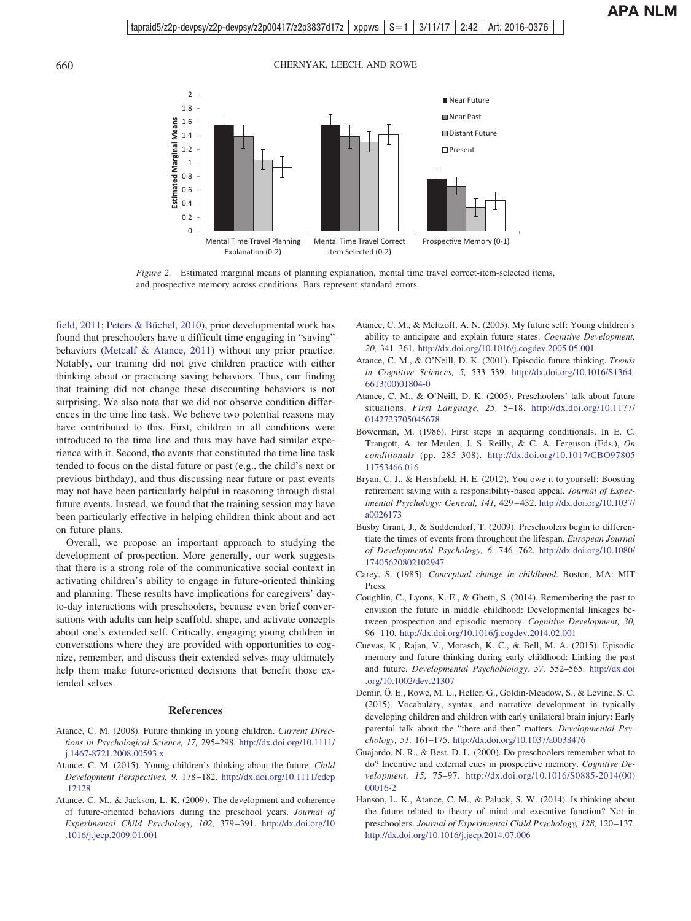*Figure 2.* Estimated marginal means of planning explanation, mental time travel correct-item-selected items, and prospective memory across conditions. Bars represent standard errors.

field, 2011; Peters & Büchel, 2010), prior developmental work has found that preschoolers have a difficult time engaging in "saving" behaviors (Metcalf & Atance, 2011) without any prior practice. Notably, our training did not give children practice with either thinking about or practicing saving behaviors. Thus, our finding that training did not change these discounting behaviors is not surprising. We also note that we did not observe condition differences in the time line task. We believe two potential reasons may have contributed to this. First, children in all conditions were introduced to the time line and thus may have had similar experience with it. Second, the events that constituted the time line task tended to focus on the distal future or past (e.g., the child's next or previous birthday), and thus discussing near future or past events may not have been particularly helpful in reasoning through distal future events. Instead, we found that the training session may have been particularly effective in helping children think about and act on future plans.

Overall, we propose an important approach to studying the development of prospection. More generally, our work suggests that there is a strong role of the communicative social context in activating children's ability to engage in future-oriented thinking and planning. These results have implications for caregivers' day-to-day interactions with preschoolers, because even brief conversations with adults can help scaffold, shape, and activate concepts about one's extended self. Critically, engaging young children in conversations where they are provided with opportunities to cognize, remember, and discuss their extended selves may ultimately help them make future-oriented decisions that benefit those extended selves.

## References

Atance, C. M. (2008). Future thinking in young children. *Current Directions in Psychological Science, 17,* 295–298. http://dx.doi.org/10.1111/j.1467-8721.2008.00593.x

Atance, C. M. (2015). Young children's thinking about the future. *Child Development Perspectives, 9,* 178–182. http://dx.doi.org/10.1111/cdep.12128

Atance, C. M., & Jackson, L. K. (2009). The development and coherence of future-oriented behaviors during the preschool years. *Journal of Experimental Child Psychology, 102,* 379–391. http://dx.doi.org/10.1016/j.jecp.2009.01.001

Atance, C. M., & Meltzoff, A. N. (2005). My future self: Young children's ability to anticipate and explain future states. *Cognitive Development, 20,* 341–361. http://dx.doi.org/10.1016/j.cogdev.2005.05.001

Atance, C. M., & O'Neill, D. K. (2001). Episodic future thinking. *Trends in Cognitive Sciences, 5,* 533–539. http://dx.doi.org/10.1016/S1364-6613(00)01804-0

Atance, C. M., & O'Neill, D. K. (2005). Preschoolers' talk about future situations. *First Language, 25,* 5–18. http://dx.doi.org/10.1177/0142723705045678

Bowerman, M. (1986). First steps in acquiring conditionals. In E. C. Traugott, A. ter Meulen, J. S. Reilly, & C. A. Ferguson (Eds.), *On conditionals* (pp. 285–308). http://dx.doi.org/10.1017/CBO9780511753466.016

Bryan, C. J., & Hershfield, H. E. (2012). You owe it to yourself: Boosting retirement saving with a responsibility-based appeal. *Journal of Experimental Psychology: General, 141,* 429–432. http://dx.doi.org/10.1037/a0026173

Busby Grant, J., & Suddendorf, T. (2009). Preschoolers begin to differentiate the times of events from throughout the lifespan. *European Journal of Developmental Psychology, 6,* 746–762. http://dx.doi.org/10.1080/17405620802102947

Carey, S. (1985). *Conceptual change in childhood*. Boston, MA: MIT Press.

Coughlin, C., Lyons, K. E., & Ghetti, S. (2014). Remembering the past to envision the future in middle childhood: Developmental linkages between prospection and episodic memory. *Cognitive Development, 30,* 96–110. http://dx.doi.org/10.1016/j.cogdev.2014.02.001

Cuevas, K., Rajan, V., Morasch, K. C., & Bell, M. A. (2015). Episodic memory and future thinking during early childhood: Linking the past and future. *Developmental Psychobiology, 57,* 552–565. http://dx.doi.org/10.1002/dev.21307

Demir, Ö. E., Rowe, M. L., Heller, G., Goldin-Meadow, S., & Levine, S. C. (2015). Vocabulary, syntax, and narrative development in typically developing children and children with early unilateral brain injury: Early parental talk about the "there-and-then" matters. *Developmental Psychology, 51,* 161–175. http://dx.doi.org/10.1037/a0038476

Guajardo, N. R., & Best, D. L. (2000). Do preschoolers remember what to do? Incentive and external cues in prospective memory. *Cognitive Development, 15,* 75–97. http://dx.doi.org/10.1016/S0885-2014(00)00016-2

Hanson, L. K., Atance, C. M., & Paluck, S. W. (2014). Is thinking about the future related to theory of mind and executive function? Not in preschoolers. *Journal of Experimental Child Psychology, 128,* 120–137. http://dx.doi.org/10.1016/j.jecp.2014.07.006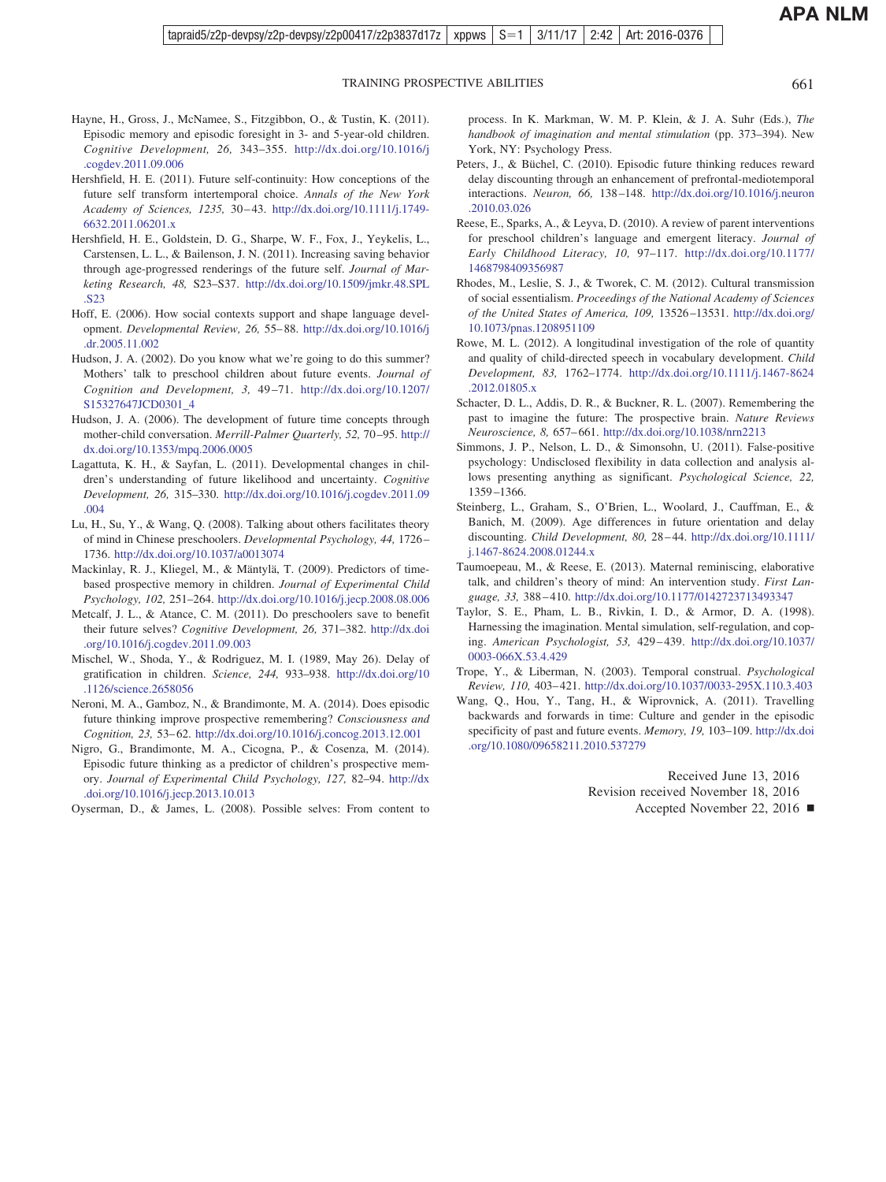Hayne, H., Gross, J., McNamee, S., Fitzgibbon, O., & Tustin, K. (2011). Episodic memory and episodic foresight in 3- and 5-year-old children. *Cognitive Development, 26,* 343–355. http://dx.doi.org/10.1016/j.cogdev.2011.09.006

Hershfield, H. E. (2011). Future self-continuity: How conceptions of the future self transform intertemporal choice. *Annals of the New York Academy of Sciences, 1235,* 30–43. http://dx.doi.org/10.1111/j.1749-6632.2011.06201.x

Hershfield, H. E., Goldstein, D. G., Sharpe, W. F., Fox, J., Yeykelis, L., Carstensen, L. L., & Bailenson, J. N. (2011). Increasing saving behavior through age-progressed renderings of the future self. *Journal of Marketing Research, 48,* S23–S37. http://dx.doi.org/10.1509/jmkr.48.SPL.S23

Hoff, E. (2006). How social contexts support and shape language development. *Developmental Review, 26,* 55–88. http://dx.doi.org/10.1016/j.dr.2005.11.002

Hudson, J. A. (2002). Do you know what we're going to do this summer? Mothers' talk to preschool children about future events. *Journal of Cognition and Development, 3,* 49–71. http://dx.doi.org/10.1207/S15327647JCD0301_4

Hudson, J. A. (2006). The development of future time concepts through mother-child conversation. *Merrill-Palmer Quarterly, 52,* 70–95. http://dx.doi.org/10.1353/mpq.2006.0005

Lagattuta, K. H., & Sayfan, L. (2011). Developmental changes in children's understanding of future likelihood and uncertainty. *Cognitive Development, 26,* 315–330. http://dx.doi.org/10.1016/j.cogdev.2011.09.004

Lu, H., Su, Y., & Wang, Q. (2008). Talking about others facilitates theory of mind in Chinese preschoolers. *Developmental Psychology, 44,* 1726–1736. http://dx.doi.org/10.1037/a0013074

Mackinlay, R. J., Kliegel, M., & Mäntylä, T. (2009). Predictors of time-based prospective memory in children. *Journal of Experimental Child Psychology, 102,* 251–264. http://dx.doi.org/10.1016/j.jecp.2008.08.006

Metcalf, J. L., & Atance, C. M. (2011). Do preschoolers save to benefit their future selves? *Cognitive Development, 26,* 371–382. http://dx.doi.org/10.1016/j.cogdev.2011.09.003

Mischel, W., Shoda, Y., & Rodriguez, M. I. (1989, May 26). Delay of gratification in children. *Science, 244,* 933–938. http://dx.doi.org/10.1126/science.2658056

Neroni, M. A., Gamboz, N., & Brandimonte, M. A. (2014). Does episodic future thinking improve prospective remembering? *Consciousness and Cognition, 23,* 53–62. http://dx.doi.org/10.1016/j.concog.2013.12.001

Nigro, G., Brandimonte, M. A., Cicogna, P., & Cosenza, M. (2014). Episodic future thinking as a predictor of children's prospective memory. *Journal of Experimental Child Psychology, 127,* 82–94. http://dx.doi.org/10.1016/j.jecp.2013.10.013

Oyserman, D., & James, L. (2008). Possible selves: From content to process. In K. Markman, W. M. P. Klein, & J. A. Suhr (Eds.), *The handbook of imagination and mental stimulation* (pp. 373–394). New York, NY: Psychology Press.

Peters, J., & Büchel, C. (2010). Episodic future thinking reduces reward delay discounting through an enhancement of prefrontal-mediotemporal interactions. *Neuron, 66,* 138–148. http://dx.doi.org/10.1016/j.neuron.2010.03.026

Reese, E., Sparks, A., & Leyva, D. (2010). A review of parent interventions for preschool children's language and emergent literacy. *Journal of Early Childhood Literacy, 10,* 97–117. http://dx.doi.org/10.1177/1468798409356987

Rhodes, M., Leslie, S. J., & Tworek, C. M. (2012). Cultural transmission of social essentialism. *Proceedings of the National Academy of Sciences of the United States of America, 109,* 13526–13531. http://dx.doi.org/10.1073/pnas.1208951109

Rowe, M. L. (2012). A longitudinal investigation of the role of quantity and quality of child-directed speech in vocabulary development. *Child Development, 83,* 1762–1774. http://dx.doi.org/10.1111/j.1467-8624.2012.01805.x

Schacter, D. L., Addis, D. R., & Buckner, R. L. (2007). Remembering the past to imagine the future: The prospective brain. *Nature Reviews Neuroscience, 8,* 657–661. http://dx.doi.org/10.1038/nrn2213

Simmons, J. P., Nelson, L. D., & Simonsohn, U. (2011). False-positive psychology: Undisclosed flexibility in data collection and analysis allows presenting anything as significant. *Psychological Science, 22,* 1359–1366.

Steinberg, L., Graham, S., O'Brien, L., Woolard, J., Cauffman, E., & Banich, M. (2009). Age differences in future orientation and delay discounting. *Child Development, 80,* 28–44. http://dx.doi.org/10.1111/j.1467-8624.2008.01244.x

Taumoepeau, M., & Reese, E. (2013). Maternal reminiscing, elaborative talk, and children's theory of mind: An intervention study. *First Language, 33,* 388–410. http://dx.doi.org/10.1177/0142723713493347

Taylor, S. E., Pham, L. B., Rivkin, I. D., & Armor, D. A. (1998). Harnessing the imagination. Mental simulation, self-regulation, and coping. *American Psychologist, 53,* 429–439. http://dx.doi.org/10.1037/0003-066X.53.4.429

Trope, Y., & Liberman, N. (2003). Temporal construal. *Psychological Review, 110,* 403–421. http://dx.doi.org/10.1037/0033-295X.110.3.403

Wang, Q., Hou, Y., Tang, H., & Wiprovnick, A. (2011). Travelling backwards and forwards in time: Culture and gender in the episodic specificity of past and future events. *Memory, 19,* 103–109. http://dx.doi.org/10.1080/09658211.2010.537279

Received June 13, 2016
Revision received November 18, 2016
Accepted November 22, 2016 ■